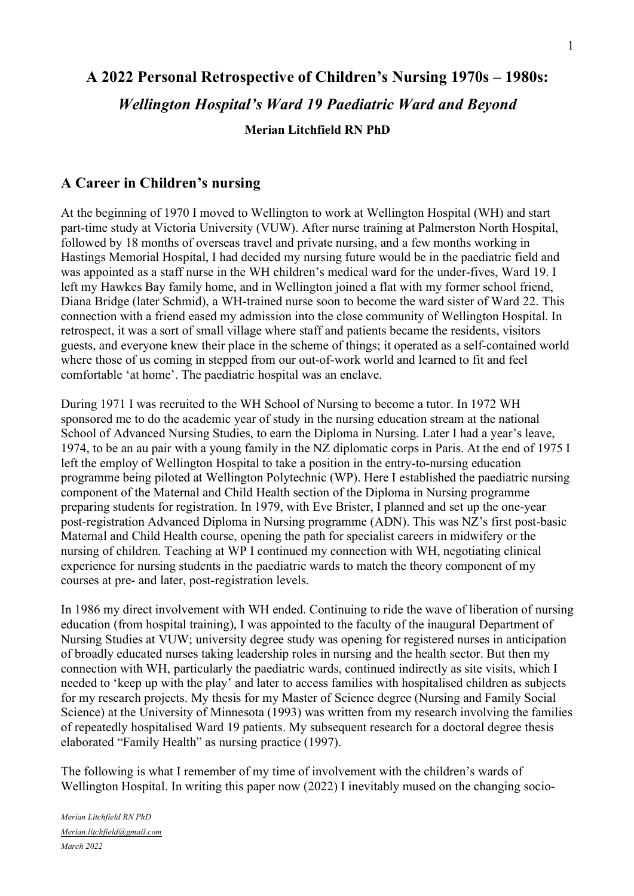# A 2022 Personal Retrospective of Children's Nursing 1970s – 1980s:

## *Wellington Hospital's Ward 19 Paediatric Ward and Beyond*

**Merian Litchfield RN PhD**

## A Career in Children's nursing

At the beginning of 1970 I moved to Wellington to work at Wellington Hospital (WH) and start part-time study at Victoria University (VUW). After nurse training at Palmerston North Hospital, followed by 18 months of overseas travel and private nursing, and a few months working in Hastings Memorial Hospital, I had decided my nursing future would be in the paediatric field and was appointed as a staff nurse in the WH children's medical ward for the under-fives, Ward 19. I left my Hawkes Bay family home, and in Wellington joined a flat with my former school friend, Diana Bridge (later Schmid), a WH-trained nurse soon to become the ward sister of Ward 22. This connection with a friend eased my admission into the close community of Wellington Hospital. In retrospect, it was a sort of small village where staff and patients became the residents, visitors guests, and everyone knew their place in the scheme of things; it operated as a self-contained world where those of us coming in stepped from our out-of-work world and learned to fit and feel comfortable 'at home'. The paediatric hospital was an enclave.

During 1971 I was recruited to the WH School of Nursing to become a tutor. In 1972 WH sponsored me to do the academic year of study in the nursing education stream at the national School of Advanced Nursing Studies, to earn the Diploma in Nursing. Later I had a year's leave, 1974, to be an au pair with a young family in the NZ diplomatic corps in Paris. At the end of 1975 I left the employ of Wellington Hospital to take a position in the entry-to-nursing education programme being piloted at Wellington Polytechnic (WP). Here I established the paediatric nursing component of the Maternal and Child Health section of the Diploma in Nursing programme preparing students for registration. In 1979, with Eve Brister, I planned and set up the one-year post-registration Advanced Diploma in Nursing programme (ADN). This was NZ's first post-basic Maternal and Child Health course, opening the path for specialist careers in midwifery or the nursing of children. Teaching at WP I continued my connection with WH, negotiating clinical experience for nursing students in the paediatric wards to match the theory component of my courses at pre- and later, post-registration levels.

In 1986 my direct involvement with WH ended. Continuing to ride the wave of liberation of nursing education (from hospital training), I was appointed to the faculty of the inaugural Department of Nursing Studies at VUW; university degree study was opening for registered nurses in anticipation of broadly educated nurses taking leadership roles in nursing and the health sector. But then my connection with WH, particularly the paediatric wards, continued indirectly as site visits, which I needed to 'keep up with the play' and later to access families with hospitalised children as subjects for my research projects. My thesis for my Master of Science degree (Nursing and Family Social Science) at the University of Minnesota (1993) was written from my research involving the families of repeatedly hospitalised Ward 19 patients. My subsequent research for a doctoral degree thesis elaborated "Family Health" as nursing practice (1997).

The following is what I remember of my time of involvement with the children's wards of Wellington Hospital. In writing this paper now (2022) I inevitably mused on the changing socio-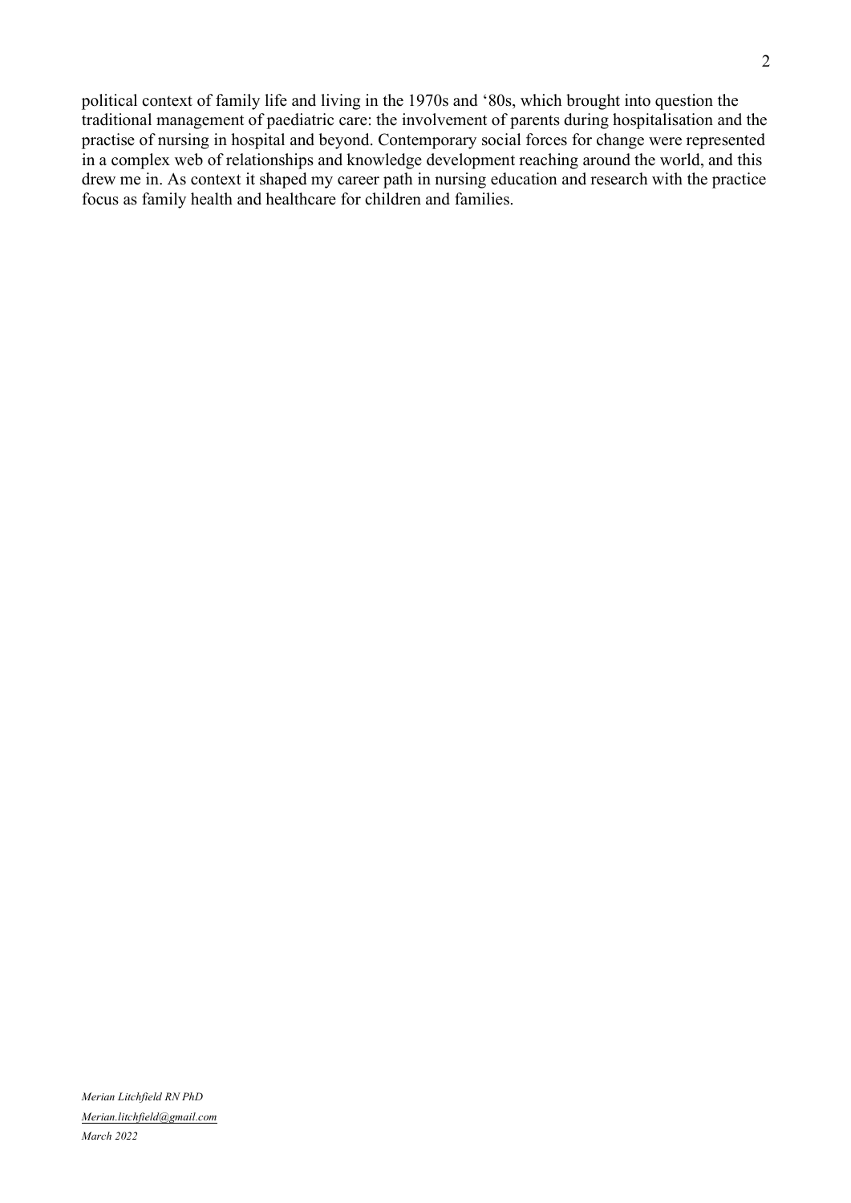political context of family life and living in the 1970s and '80s, which brought into question the traditional management of paediatric care: the involvement of parents during hospitalisation and the practise of nursing in hospital and beyond. Contemporary social forces for change were represented in a complex web of relationships and knowledge development reaching around the world, and this drew me in. As context it shaped my career path in nursing education and research with the practice focus as family health and healthcare for children and families.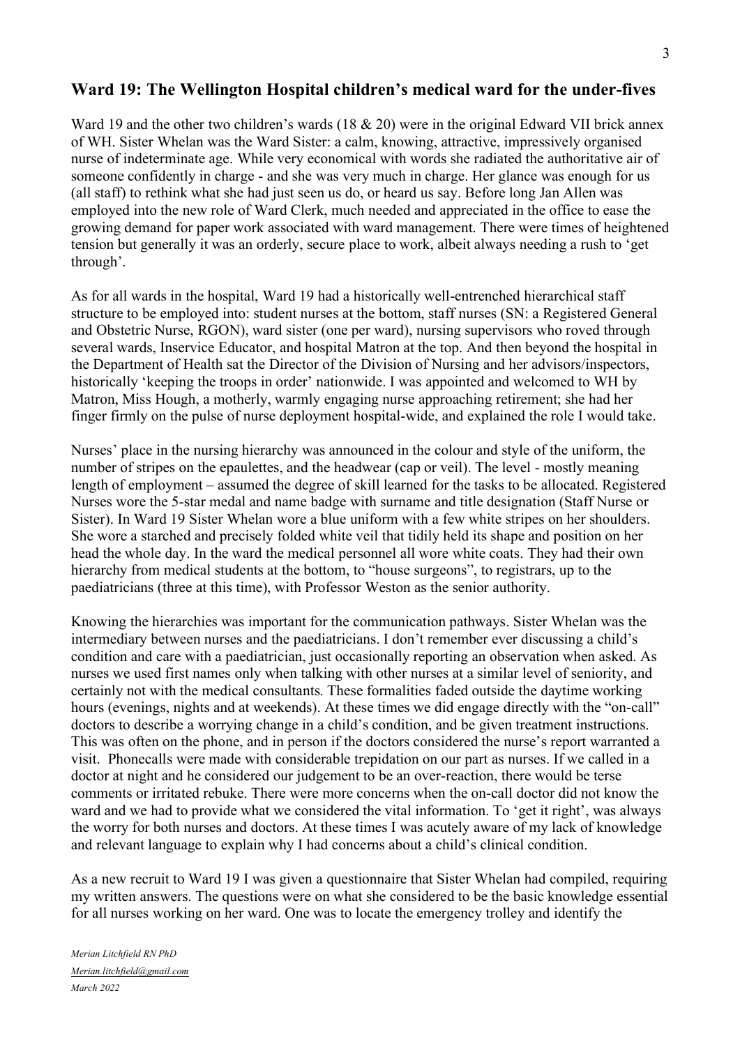## Ward 19: The Wellington Hospital children's medical ward for the under-fives

Ward 19 and the other two children's wards (18 & 20) were in the original Edward VII brick annex of WH. Sister Whelan was the Ward Sister: a calm, knowing, attractive, impressively organised nurse of indeterminate age. While very economical with words she radiated the authoritative air of someone confidently in charge - and she was very much in charge. Her glance was enough for us (all staff) to rethink what she had just seen us do, or heard us say. Before long Jan Allen was employed into the new role of Ward Clerk, much needed and appreciated in the office to ease the growing demand for paper work associated with ward management. There were times of heightened tension but generally it was an orderly, secure place to work, albeit always needing a rush to 'get through'.

As for all wards in the hospital, Ward 19 had a historically well-entrenched hierarchical staff structure to be employed into: student nurses at the bottom, staff nurses (SN: a Registered General and Obstetric Nurse, RGON), ward sister (one per ward), nursing supervisors who roved through several wards, Inservice Educator, and hospital Matron at the top. And then beyond the hospital in the Department of Health sat the Director of the Division of Nursing and her advisors/inspectors, historically 'keeping the troops in order' nationwide. I was appointed and welcomed to WH by Matron, Miss Hough, a motherly, warmly engaging nurse approaching retirement; she had her finger firmly on the pulse of nurse deployment hospital-wide, and explained the role I would take.

Nurses' place in the nursing hierarchy was announced in the colour and style of the uniform, the number of stripes on the epaulettes, and the headwear (cap or veil). The level - mostly meaning length of employment – assumed the degree of skill learned for the tasks to be allocated. Registered Nurses wore the 5-star medal and name badge with surname and title designation (Staff Nurse or Sister). In Ward 19 Sister Whelan wore a blue uniform with a few white stripes on her shoulders. She wore a starched and precisely folded white veil that tidily held its shape and position on her head the whole day. In the ward the medical personnel all wore white coats. They had their own hierarchy from medical students at the bottom, to "house surgeons", to registrars, up to the paediatricians (three at this time), with Professor Weston as the senior authority.

Knowing the hierarchies was important for the communication pathways. Sister Whelan was the intermediary between nurses and the paediatricians. I don't remember ever discussing a child's condition and care with a paediatrician, just occasionally reporting an observation when asked. As nurses we used first names only when talking with other nurses at a similar level of seniority, and certainly not with the medical consultants. These formalities faded outside the daytime working hours (evenings, nights and at weekends). At these times we did engage directly with the "on-call" doctors to describe a worrying change in a child's condition, and be given treatment instructions. This was often on the phone, and in person if the doctors considered the nurse's report warranted a visit. Phonecalls were made with considerable trepidation on our part as nurses. If we called in a doctor at night and he considered our judgement to be an over-reaction, there would be terse comments or irritated rebuke. There were more concerns when the on-call doctor did not know the ward and we had to provide what we considered the vital information. To 'get it right', was always the worry for both nurses and doctors. At these times I was acutely aware of my lack of knowledge and relevant language to explain why I had concerns about a child's clinical condition.

As a new recruit to Ward 19 I was given a questionnaire that Sister Whelan had compiled, requiring my written answers. The questions were on what she considered to be the basic knowledge essential for all nurses working on her ward. One was to locate the emergency trolley and identify the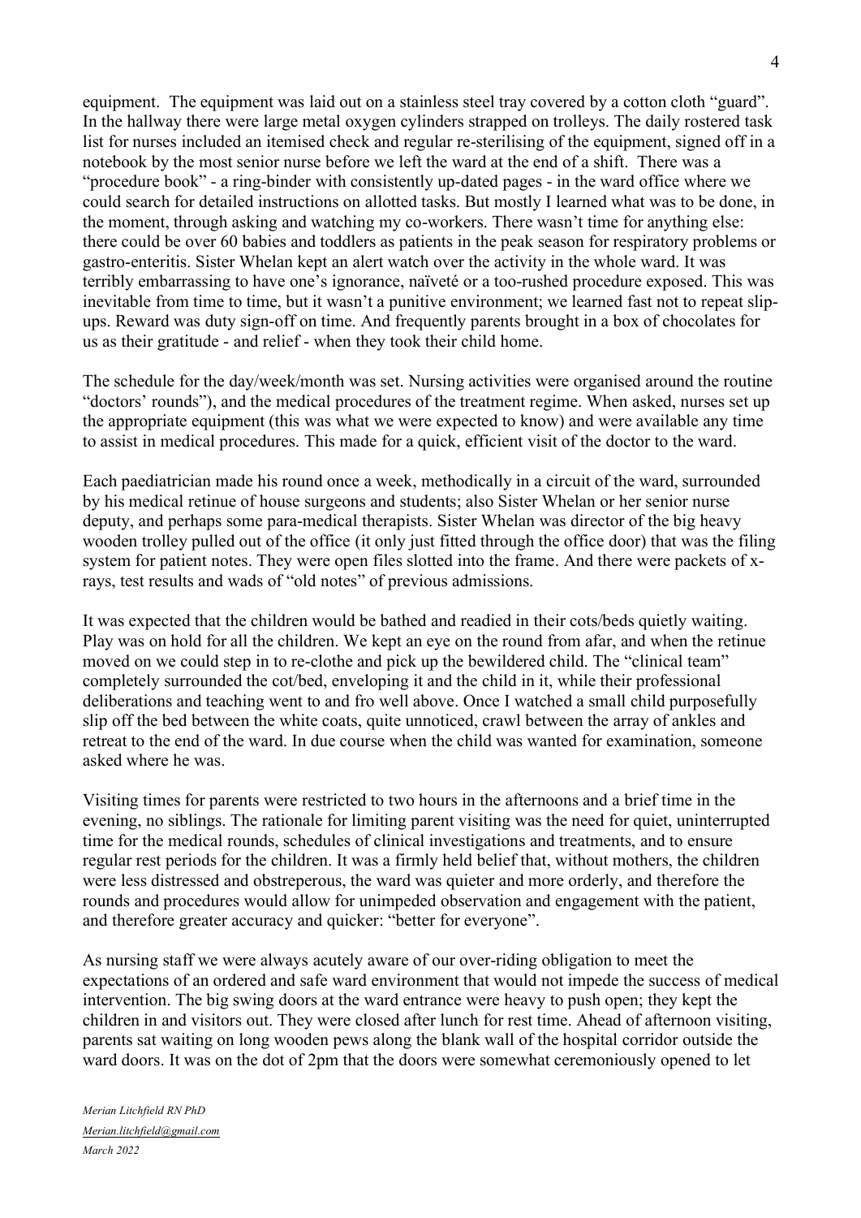equipment. The equipment was laid out on a stainless steel tray covered by a cotton cloth "guard". In the hallway there were large metal oxygen cylinders strapped on trolleys. The daily rostered task list for nurses included an itemised check and regular re-sterilising of the equipment, signed off in a notebook by the most senior nurse before we left the ward at the end of a shift. There was a "procedure book" - a ring-binder with consistently up-dated pages - in the ward office where we could search for detailed instructions on allotted tasks. But mostly I learned what was to be done, in the moment, through asking and watching my co-workers. There wasn't time for anything else: there could be over 60 babies and toddlers as patients in the peak season for respiratory problems or gastro-enteritis. Sister Whelan kept an alert watch over the activity in the whole ward. It was terribly embarrassing to have one's ignorance, naïveté or a too-rushed procedure exposed. This was inevitable from time to time, but it wasn't a punitive environment; we learned fast not to repeat slip-ups. Reward was duty sign-off on time. And frequently parents brought in a box of chocolates for us as their gratitude - and relief - when they took their child home.

The schedule for the day/week/month was set. Nursing activities were organised around the routine "doctors' rounds"), and the medical procedures of the treatment regime. When asked, nurses set up the appropriate equipment (this was what we were expected to know) and were available any time to assist in medical procedures. This made for a quick, efficient visit of the doctor to the ward.

Each paediatrician made his round once a week, methodically in a circuit of the ward, surrounded by his medical retinue of house surgeons and students; also Sister Whelan or her senior nurse deputy, and perhaps some para-medical therapists. Sister Whelan was director of the big heavy wooden trolley pulled out of the office (it only just fitted through the office door) that was the filing system for patient notes. They were open files slotted into the frame. And there were packets of x-rays, test results and wads of "old notes" of previous admissions.

It was expected that the children would be bathed and readied in their cots/beds quietly waiting. Play was on hold for all the children. We kept an eye on the round from afar, and when the retinue moved on we could step in to re-clothe and pick up the bewildered child. The "clinical team" completely surrounded the cot/bed, enveloping it and the child in it, while their professional deliberations and teaching went to and fro well above. Once I watched a small child purposefully slip off the bed between the white coats, quite unnoticed, crawl between the array of ankles and retreat to the end of the ward. In due course when the child was wanted for examination, someone asked where he was.

Visiting times for parents were restricted to two hours in the afternoons and a brief time in the evening, no siblings. The rationale for limiting parent visiting was the need for quiet, uninterrupted time for the medical rounds, schedules of clinical investigations and treatments, and to ensure regular rest periods for the children. It was a firmly held belief that, without mothers, the children were less distressed and obstreperous, the ward was quieter and more orderly, and therefore the rounds and procedures would allow for unimpeded observation and engagement with the patient, and therefore greater accuracy and quicker: "better for everyone".

As nursing staff we were always acutely aware of our over-riding obligation to meet the expectations of an ordered and safe ward environment that would not impede the success of medical intervention. The big swing doors at the ward entrance were heavy to push open; they kept the children in and visitors out. They were closed after lunch for rest time. Ahead of afternoon visiting, parents sat waiting on long wooden pews along the blank wall of the hospital corridor outside the ward doors. It was on the dot of 2pm that the doors were somewhat ceremoniously opened to let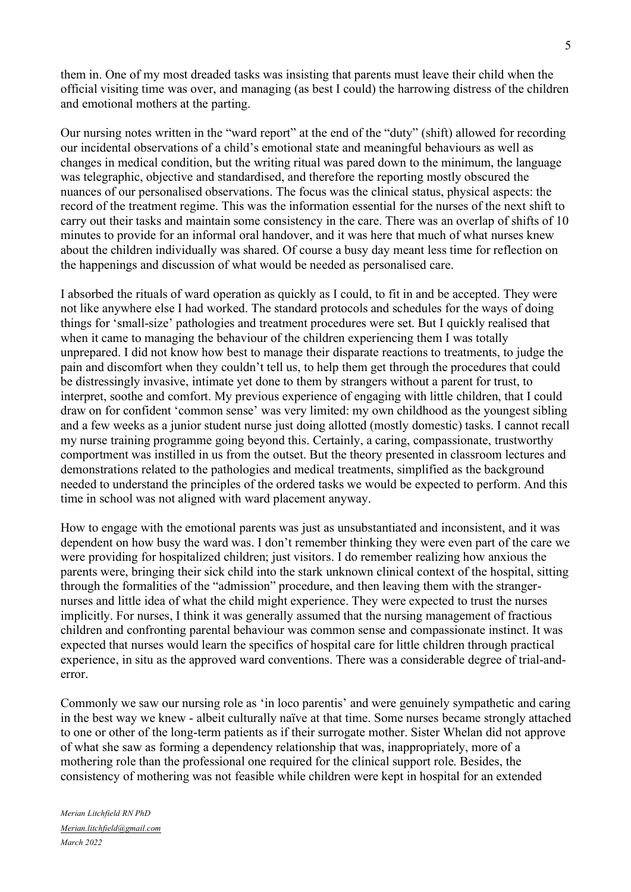them in. One of my most dreaded tasks was insisting that parents must leave their child when the official visiting time was over, and managing (as best I could) the harrowing distress of the children and emotional mothers at the parting.

Our nursing notes written in the "ward report" at the end of the "duty" (shift) allowed for recording our incidental observations of a child's emotional state and meaningful behaviours as well as changes in medical condition, but the writing ritual was pared down to the minimum, the language was telegraphic, objective and standardised, and therefore the reporting mostly obscured the nuances of our personalised observations. The focus was the clinical status, physical aspects: the record of the treatment regime. This was the information essential for the nurses of the next shift to carry out their tasks and maintain some consistency in the care. There was an overlap of shifts of 10 minutes to provide for an informal oral handover, and it was here that much of what nurses knew about the children individually was shared. Of course a busy day meant less time for reflection on the happenings and discussion of what would be needed as personalised care.

I absorbed the rituals of ward operation as quickly as I could, to fit in and be accepted. They were not like anywhere else I had worked. The standard protocols and schedules for the ways of doing things for 'small-size' pathologies and treatment procedures were set. But I quickly realised that when it came to managing the behaviour of the children experiencing them I was totally unprepared. I did not know how best to manage their disparate reactions to treatments, to judge the pain and discomfort when they couldn't tell us, to help them get through the procedures that could be distressingly invasive, intimate yet done to them by strangers without a parent for trust, to interpret, soothe and comfort. My previous experience of engaging with little children, that I could draw on for confident 'common sense' was very limited: my own childhood as the youngest sibling and a few weeks as a junior student nurse just doing allotted (mostly domestic) tasks. I cannot recall my nurse training programme going beyond this. Certainly, a caring, compassionate, trustworthy comportment was instilled in us from the outset. But the theory presented in classroom lectures and demonstrations related to the pathologies and medical treatments, simplified as the background needed to understand the principles of the ordered tasks we would be expected to perform. And this time in school was not aligned with ward placement anyway.

How to engage with the emotional parents was just as unsubstantiated and inconsistent, and it was dependent on how busy the ward was. I don't remember thinking they were even part of the care we were providing for hospitalized children; just visitors. I do remember realizing how anxious the parents were, bringing their sick child into the stark unknown clinical context of the hospital, sitting through the formalities of the "admission" procedure, and then leaving them with the stranger-nurses and little idea of what the child might experience. They were expected to trust the nurses implicitly. For nurses, I think it was generally assumed that the nursing management of fractious children and confronting parental behaviour was common sense and compassionate instinct. It was expected that nurses would learn the specifics of hospital care for little children through practical experience, in situ as the approved ward conventions. There was a considerable degree of trial-and-error.

Commonly we saw our nursing role as 'in loco parentis' and were genuinely sympathetic and caring in the best way we knew - albeit culturally naïve at that time. Some nurses became strongly attached to one or other of the long-term patients as if their surrogate mother. Sister Whelan did not approve of what she saw as forming a dependency relationship that was, inappropriately, more of a mothering role than the professional one required for the clinical support role. Besides, the consistency of mothering was not feasible while children were kept in hospital for an extended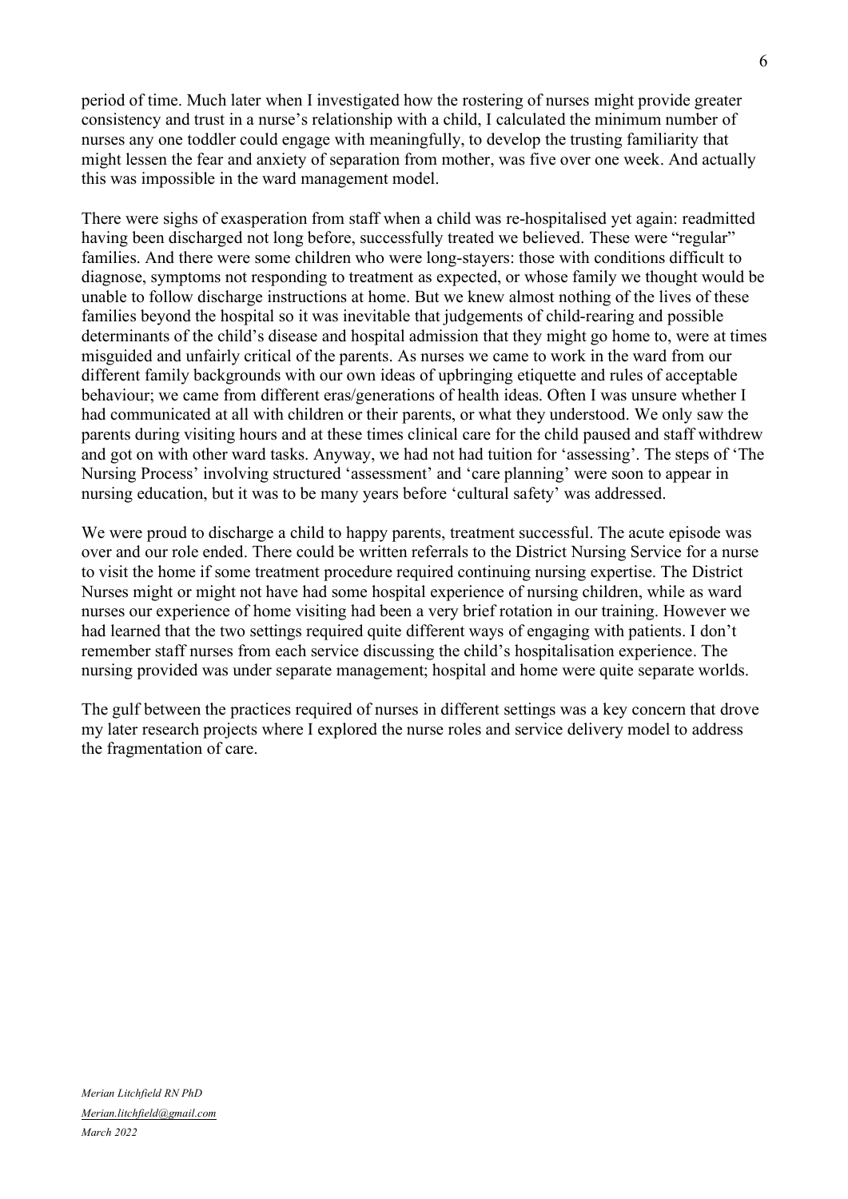period of time. Much later when I investigated how the rostering of nurses might provide greater consistency and trust in a nurse's relationship with a child, I calculated the minimum number of nurses any one toddler could engage with meaningfully, to develop the trusting familiarity that might lessen the fear and anxiety of separation from mother, was five over one week. And actually this was impossible in the ward management model.

There were sighs of exasperation from staff when a child was re-hospitalised yet again: readmitted having been discharged not long before, successfully treated we believed. These were "regular" families. And there were some children who were long-stayers: those with conditions difficult to diagnose, symptoms not responding to treatment as expected, or whose family we thought would be unable to follow discharge instructions at home. But we knew almost nothing of the lives of these families beyond the hospital so it was inevitable that judgements of child-rearing and possible determinants of the child's disease and hospital admission that they might go home to, were at times misguided and unfairly critical of the parents. As nurses we came to work in the ward from our different family backgrounds with our own ideas of upbringing etiquette and rules of acceptable behaviour; we came from different eras/generations of health ideas. Often I was unsure whether I had communicated at all with children or their parents, or what they understood. We only saw the parents during visiting hours and at these times clinical care for the child paused and staff withdrew and got on with other ward tasks. Anyway, we had not had tuition for 'assessing'. The steps of 'The Nursing Process' involving structured 'assessment' and 'care planning' were soon to appear in nursing education, but it was to be many years before 'cultural safety' was addressed.

We were proud to discharge a child to happy parents, treatment successful. The acute episode was over and our role ended. There could be written referrals to the District Nursing Service for a nurse to visit the home if some treatment procedure required continuing nursing expertise. The District Nurses might or might not have had some hospital experience of nursing children, while as ward nurses our experience of home visiting had been a very brief rotation in our training. However we had learned that the two settings required quite different ways of engaging with patients. I don't remember staff nurses from each service discussing the child's hospitalisation experience. The nursing provided was under separate management; hospital and home were quite separate worlds.

The gulf between the practices required of nurses in different settings was a key concern that drove my later research projects where I explored the nurse roles and service delivery model to address the fragmentation of care.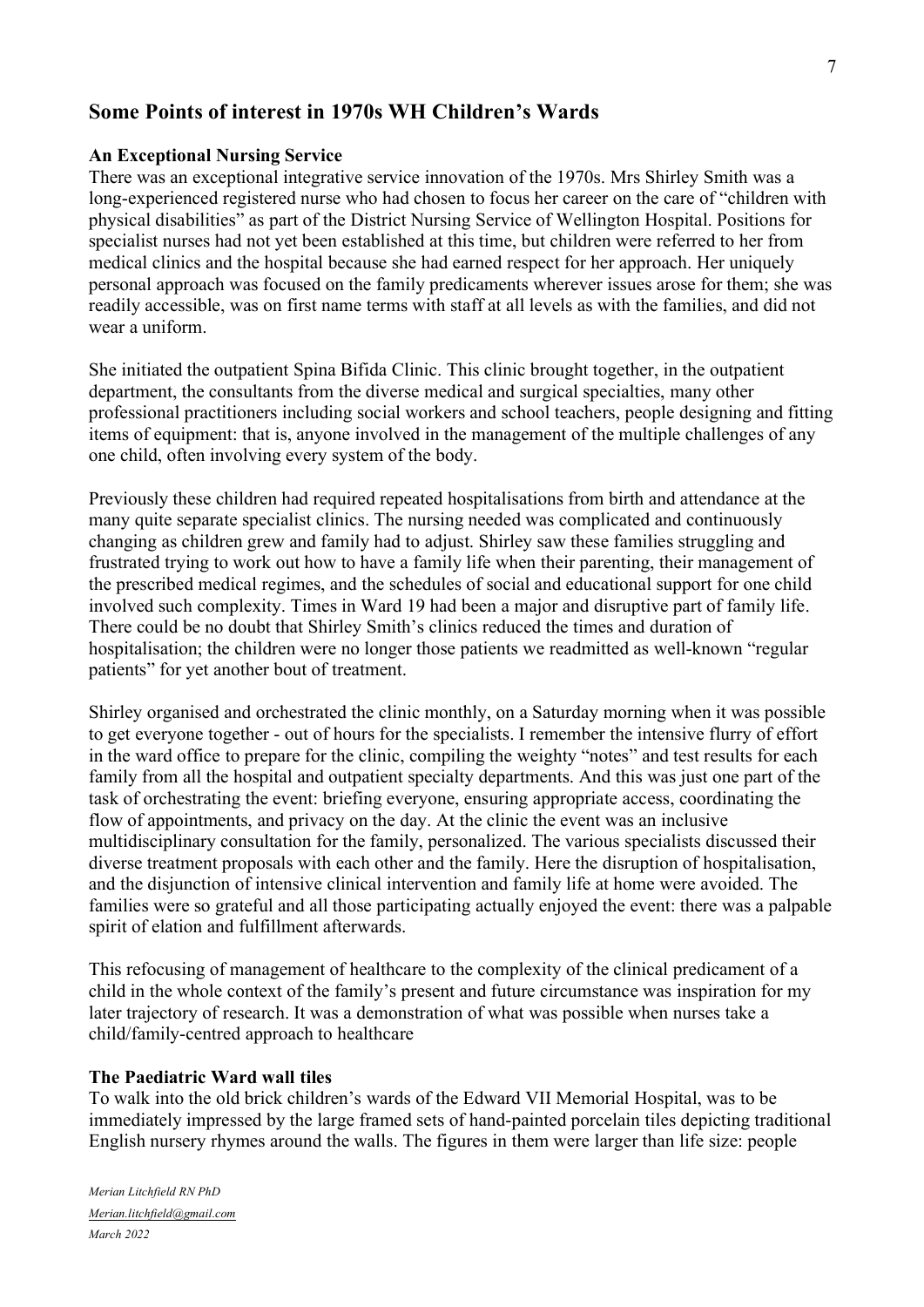## Some Points of interest in 1970s WH Children's Wards

**An Exceptional Nursing Service**

There was an exceptional integrative service innovation of the 1970s. Mrs Shirley Smith was a long-experienced registered nurse who had chosen to focus her career on the care of "children with physical disabilities" as part of the District Nursing Service of Wellington Hospital. Positions for specialist nurses had not yet been established at this time, but children were referred to her from medical clinics and the hospital because she had earned respect for her approach. Her uniquely personal approach was focused on the family predicaments wherever issues arose for them; she was readily accessible, was on first name terms with staff at all levels as with the families, and did not wear a uniform.

She initiated the outpatient Spina Bifida Clinic. This clinic brought together, in the outpatient department, the consultants from the diverse medical and surgical specialties, many other professional practitioners including social workers and school teachers, people designing and fitting items of equipment: that is, anyone involved in the management of the multiple challenges of any one child, often involving every system of the body.

Previously these children had required repeated hospitalisations from birth and attendance at the many quite separate specialist clinics. The nursing needed was complicated and continuously changing as children grew and family had to adjust. Shirley saw these families struggling and frustrated trying to work out how to have a family life when their parenting, their management of the prescribed medical regimes, and the schedules of social and educational support for one child involved such complexity. Times in Ward 19 had been a major and disruptive part of family life. There could be no doubt that Shirley Smith's clinics reduced the times and duration of hospitalisation; the children were no longer those patients we readmitted as well-known "regular patients" for yet another bout of treatment.

Shirley organised and orchestrated the clinic monthly, on a Saturday morning when it was possible to get everyone together - out of hours for the specialists. I remember the intensive flurry of effort in the ward office to prepare for the clinic, compiling the weighty "notes" and test results for each family from all the hospital and outpatient specialty departments. And this was just one part of the task of orchestrating the event: briefing everyone, ensuring appropriate access, coordinating the flow of appointments, and privacy on the day. At the clinic the event was an inclusive multidisciplinary consultation for the family, personalized. The various specialists discussed their diverse treatment proposals with each other and the family. Here the disruption of hospitalisation, and the disjunction of intensive clinical intervention and family life at home were avoided. The families were so grateful and all those participating actually enjoyed the event: there was a palpable spirit of elation and fulfillment afterwards.

This refocusing of management of healthcare to the complexity of the clinical predicament of a child in the whole context of the family's present and future circumstance was inspiration for my later trajectory of research. It was a demonstration of what was possible when nurses take a child/family-centred approach to healthcare

**The Paediatric Ward wall tiles**

To walk into the old brick children's wards of the Edward VII Memorial Hospital, was to be immediately impressed by the large framed sets of hand-painted porcelain tiles depicting traditional English nursery rhymes around the walls. The figures in them were larger than life size: people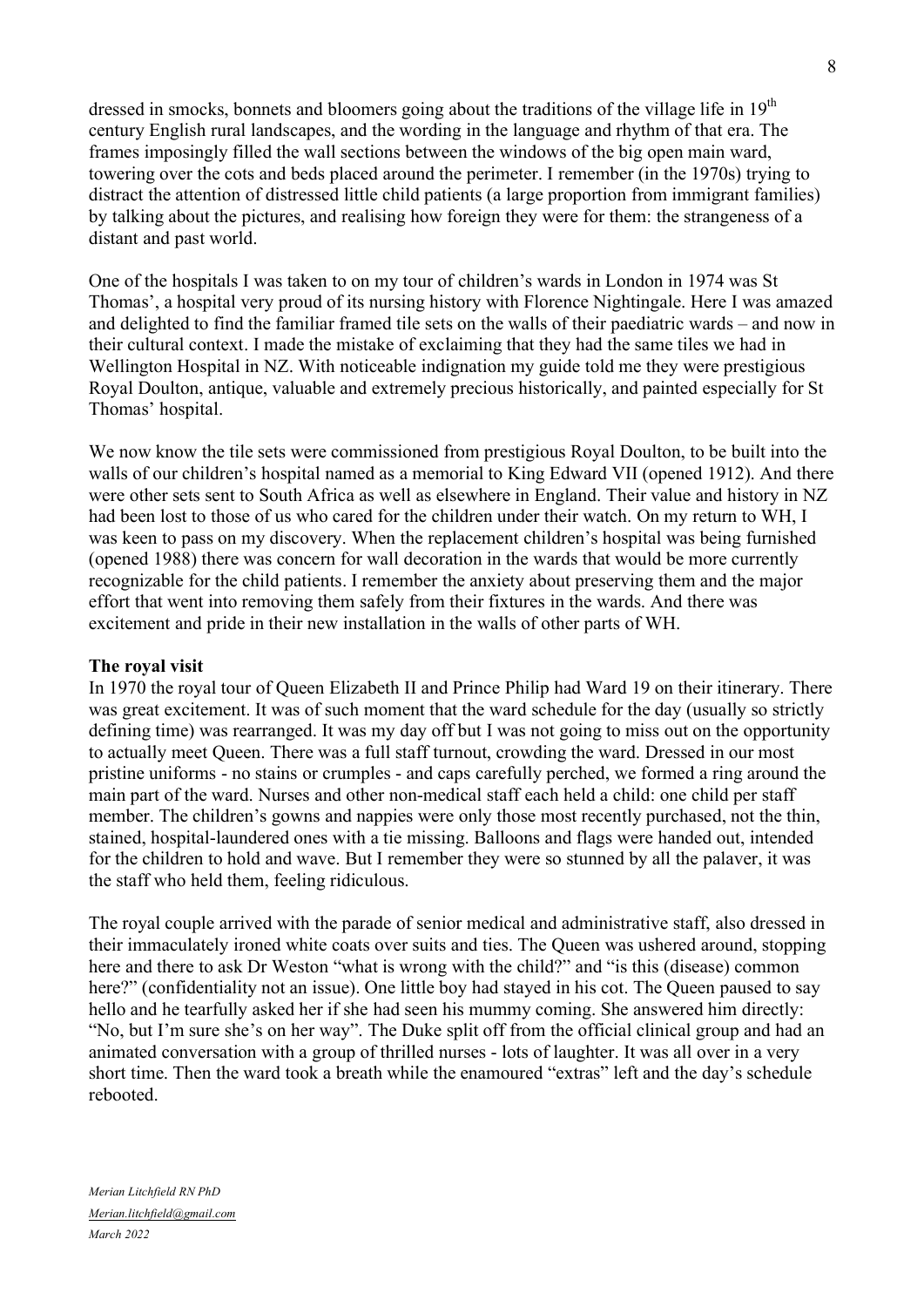dressed in smocks, bonnets and bloomers going about the traditions of the village life in 19th century English rural landscapes, and the wording in the language and rhythm of that era. The frames imposingly filled the wall sections between the windows of the big open main ward, towering over the cots and beds placed around the perimeter. I remember (in the 1970s) trying to distract the attention of distressed little child patients (a large proportion from immigrant families) by talking about the pictures, and realising how foreign they were for them: the strangeness of a distant and past world.

One of the hospitals I was taken to on my tour of children's wards in London in 1974 was St Thomas', a hospital very proud of its nursing history with Florence Nightingale. Here I was amazed and delighted to find the familiar framed tile sets on the walls of their paediatric wards – and now in their cultural context. I made the mistake of exclaiming that they had the same tiles we had in Wellington Hospital in NZ. With noticeable indignation my guide told me they were prestigious Royal Doulton, antique, valuable and extremely precious historically, and painted especially for St Thomas' hospital.

We now know the tile sets were commissioned from prestigious Royal Doulton, to be built into the walls of our children's hospital named as a memorial to King Edward VII (opened 1912). And there were other sets sent to South Africa as well as elsewhere in England. Their value and history in NZ had been lost to those of us who cared for the children under their watch. On my return to WH, I was keen to pass on my discovery. When the replacement children's hospital was being furnished (opened 1988) there was concern for wall decoration in the wards that would be more currently recognizable for the child patients. I remember the anxiety about preserving them and the major effort that went into removing them safely from their fixtures in the wards. And there was excitement and pride in their new installation in the walls of other parts of WH.

**The royal visit**

In 1970 the royal tour of Queen Elizabeth II and Prince Philip had Ward 19 on their itinerary. There was great excitement. It was of such moment that the ward schedule for the day (usually so strictly defining time) was rearranged. It was my day off but I was not going to miss out on the opportunity to actually meet Queen. There was a full staff turnout, crowding the ward. Dressed in our most pristine uniforms - no stains or crumples - and caps carefully perched, we formed a ring around the main part of the ward. Nurses and other non-medical staff each held a child: one child per staff member. The children's gowns and nappies were only those most recently purchased, not the thin, stained, hospital-laundered ones with a tie missing. Balloons and flags were handed out, intended for the children to hold and wave. But I remember they were so stunned by all the palaver, it was the staff who held them, feeling ridiculous.

The royal couple arrived with the parade of senior medical and administrative staff, also dressed in their immaculately ironed white coats over suits and ties. The Queen was ushered around, stopping here and there to ask Dr Weston "what is wrong with the child?" and "is this (disease) common here?" (confidentiality not an issue). One little boy had stayed in his cot. The Queen paused to say hello and he tearfully asked her if she had seen his mummy coming. She answered him directly: "No, but I'm sure she's on her way". The Duke split off from the official clinical group and had an animated conversation with a group of thrilled nurses - lots of laughter. It was all over in a very short time. Then the ward took a breath while the enamoured "extras" left and the day's schedule rebooted.

*Merian Litchfield RN PhD*
*Merian.litchfield@gmail.com*
*March 2022*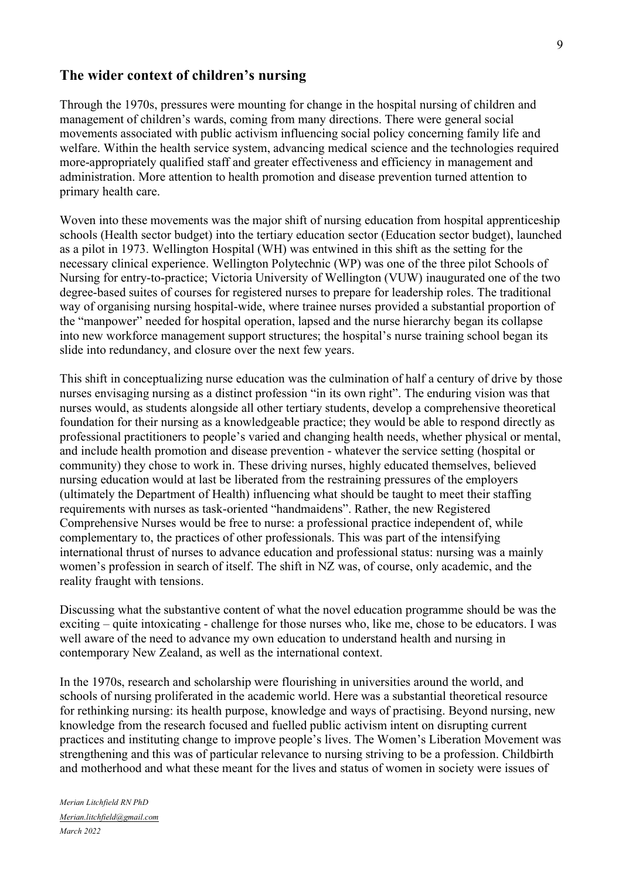## The wider context of children's nursing

Through the 1970s, pressures were mounting for change in the hospital nursing of children and management of children's wards, coming from many directions. There were general social movements associated with public activism influencing social policy concerning family life and welfare. Within the health service system, advancing medical science and the technologies required more-appropriately qualified staff and greater effectiveness and efficiency in management and administration. More attention to health promotion and disease prevention turned attention to primary health care.

Woven into these movements was the major shift of nursing education from hospital apprenticeship schools (Health sector budget) into the tertiary education sector (Education sector budget), launched as a pilot in 1973. Wellington Hospital (WH) was entwined in this shift as the setting for the necessary clinical experience. Wellington Polytechnic (WP) was one of the three pilot Schools of Nursing for entry-to-practice; Victoria University of Wellington (VUW) inaugurated one of the two degree-based suites of courses for registered nurses to prepare for leadership roles. The traditional way of organising nursing hospital-wide, where trainee nurses provided a substantial proportion of the "manpower" needed for hospital operation, lapsed and the nurse hierarchy began its collapse into new workforce management support structures; the hospital's nurse training school began its slide into redundancy, and closure over the next few years.

This shift in conceptualizing nurse education was the culmination of half a century of drive by those nurses envisaging nursing as a distinct profession "in its own right". The enduring vision was that nurses would, as students alongside all other tertiary students, develop a comprehensive theoretical foundation for their nursing as a knowledgeable practice; they would be able to respond directly as professional practitioners to people's varied and changing health needs, whether physical or mental, and include health promotion and disease prevention - whatever the service setting (hospital or community) they chose to work in. These driving nurses, highly educated themselves, believed nursing education would at last be liberated from the restraining pressures of the employers (ultimately the Department of Health) influencing what should be taught to meet their staffing requirements with nurses as task-oriented "handmaidens". Rather, the new Registered Comprehensive Nurses would be free to nurse: a professional practice independent of, while complementary to, the practices of other professionals. This was part of the intensifying international thrust of nurses to advance education and professional status: nursing was a mainly women's profession in search of itself. The shift in NZ was, of course, only academic, and the reality fraught with tensions.

Discussing what the substantive content of what the novel education programme should be was the exciting – quite intoxicating - challenge for those nurses who, like me, chose to be educators. I was well aware of the need to advance my own education to understand health and nursing in contemporary New Zealand, as well as the international context.

In the 1970s, research and scholarship were flourishing in universities around the world, and schools of nursing proliferated in the academic world. Here was a substantial theoretical resource for rethinking nursing: its health purpose, knowledge and ways of practising. Beyond nursing, new knowledge from the research focused and fuelled public activism intent on disrupting current practices and instituting change to improve people's lives. The Women's Liberation Movement was strengthening and this was of particular relevance to nursing striving to be a profession. Childbirth and motherhood and what these meant for the lives and status of women in society were issues of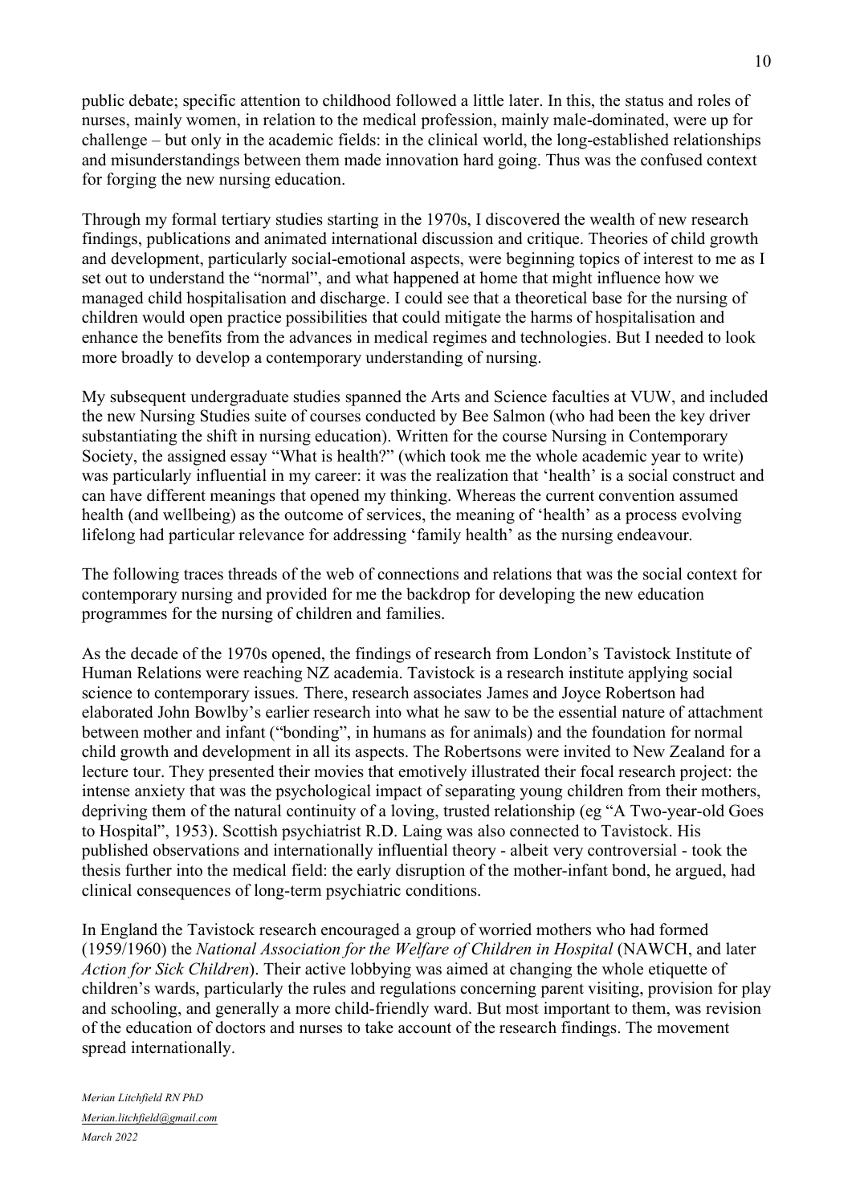public debate; specific attention to childhood followed a little later. In this, the status and roles of nurses, mainly women, in relation to the medical profession, mainly male-dominated, were up for challenge – but only in the academic fields: in the clinical world, the long-established relationships and misunderstandings between them made innovation hard going. Thus was the confused context for forging the new nursing education.

Through my formal tertiary studies starting in the 1970s, I discovered the wealth of new research findings, publications and animated international discussion and critique. Theories of child growth and development, particularly social-emotional aspects, were beginning topics of interest to me as I set out to understand the "normal", and what happened at home that might influence how we managed child hospitalisation and discharge. I could see that a theoretical base for the nursing of children would open practice possibilities that could mitigate the harms of hospitalisation and enhance the benefits from the advances in medical regimes and technologies. But I needed to look more broadly to develop a contemporary understanding of nursing.

My subsequent undergraduate studies spanned the Arts and Science faculties at VUW, and included the new Nursing Studies suite of courses conducted by Bee Salmon (who had been the key driver substantiating the shift in nursing education). Written for the course Nursing in Contemporary Society, the assigned essay "What is health?" (which took me the whole academic year to write) was particularly influential in my career: it was the realization that 'health' is a social construct and can have different meanings that opened my thinking. Whereas the current convention assumed health (and wellbeing) as the outcome of services, the meaning of 'health' as a process evolving lifelong had particular relevance for addressing 'family health' as the nursing endeavour.

The following traces threads of the web of connections and relations that was the social context for contemporary nursing and provided for me the backdrop for developing the new education programmes for the nursing of children and families.

As the decade of the 1970s opened, the findings of research from London's Tavistock Institute of Human Relations were reaching NZ academia. Tavistock is a research institute applying social science to contemporary issues. There, research associates James and Joyce Robertson had elaborated John Bowlby's earlier research into what he saw to be the essential nature of attachment between mother and infant ("bonding", in humans as for animals) and the foundation for normal child growth and development in all its aspects. The Robertsons were invited to New Zealand for a lecture tour. They presented their movies that emotively illustrated their focal research project: the intense anxiety that was the psychological impact of separating young children from their mothers, depriving them of the natural continuity of a loving, trusted relationship (eg "A Two-year-old Goes to Hospital", 1953). Scottish psychiatrist R.D. Laing was also connected to Tavistock. His published observations and internationally influential theory - albeit very controversial - took the thesis further into the medical field: the early disruption of the mother-infant bond, he argued, had clinical consequences of long-term psychiatric conditions.

In England the Tavistock research encouraged a group of worried mothers who had formed (1959/1960) the *National Association for the Welfare of Children in Hospital* (NAWCH, and later *Action for Sick Children*). Their active lobbying was aimed at changing the whole etiquette of children's wards, particularly the rules and regulations concerning parent visiting, provision for play and schooling, and generally a more child-friendly ward. But most important to them, was revision of the education of doctors and nurses to take account of the research findings. The movement spread internationally.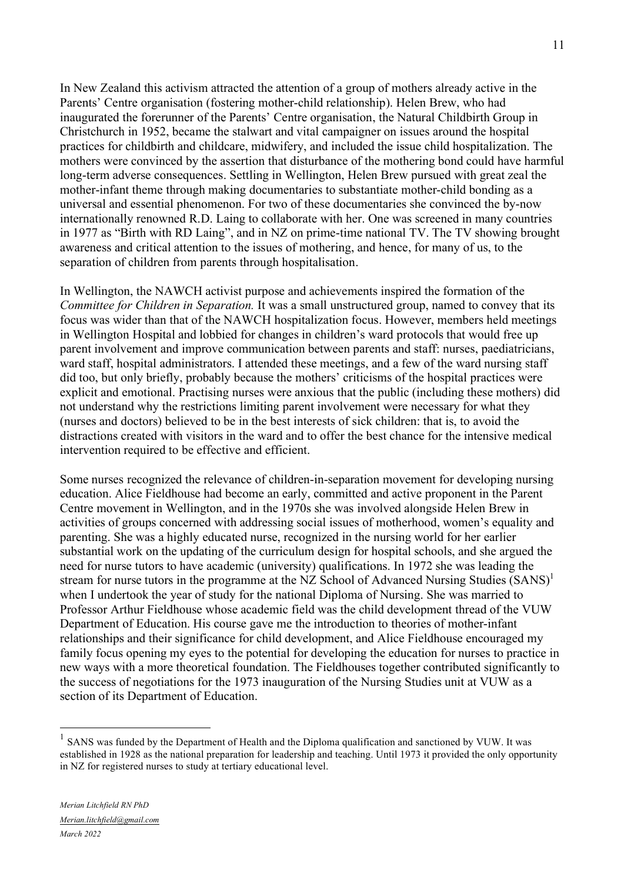In New Zealand this activism attracted the attention of a group of mothers already active in the Parents' Centre organisation (fostering mother-child relationship). Helen Brew, who had inaugurated the forerunner of the Parents' Centre organisation, the Natural Childbirth Group in Christchurch in 1952, became the stalwart and vital campaigner on issues around the hospital practices for childbirth and childcare, midwifery, and included the issue child hospitalization. The mothers were convinced by the assertion that disturbance of the mothering bond could have harmful long-term adverse consequences. Settling in Wellington, Helen Brew pursued with great zeal the mother-infant theme through making documentaries to substantiate mother-child bonding as a universal and essential phenomenon. For two of these documentaries she convinced the by-now internationally renowned R.D. Laing to collaborate with her. One was screened in many countries in 1977 as "Birth with RD Laing", and in NZ on prime-time national TV. The TV showing brought awareness and critical attention to the issues of mothering, and hence, for many of us, to the separation of children from parents through hospitalisation.

In Wellington, the NAWCH activist purpose and achievements inspired the formation of the *Committee for Children in Separation.* It was a small unstructured group, named to convey that its focus was wider than that of the NAWCH hospitalization focus. However, members held meetings in Wellington Hospital and lobbied for changes in children's ward protocols that would free up parent involvement and improve communication between parents and staff: nurses, paediatricians, ward staff, hospital administrators. I attended these meetings, and a few of the ward nursing staff did too, but only briefly, probably because the mothers' criticisms of the hospital practices were explicit and emotional. Practising nurses were anxious that the public (including these mothers) did not understand why the restrictions limiting parent involvement were necessary for what they (nurses and doctors) believed to be in the best interests of sick children: that is, to avoid the distractions created with visitors in the ward and to offer the best chance for the intensive medical intervention required to be effective and efficient.

Some nurses recognized the relevance of children-in-separation movement for developing nursing education. Alice Fieldhouse had become an early, committed and active proponent in the Parent Centre movement in Wellington, and in the 1970s she was involved alongside Helen Brew in activities of groups concerned with addressing social issues of motherhood, women's equality and parenting. She was a highly educated nurse, recognized in the nursing world for her earlier substantial work on the updating of the curriculum design for hospital schools, and she argued the need for nurse tutors to have academic (university) qualifications. In 1972 she was leading the stream for nurse tutors in the programme at the NZ School of Advanced Nursing Studies (SANS)[1] when I undertook the year of study for the national Diploma of Nursing. She was married to Professor Arthur Fieldhouse whose academic field was the child development thread of the VUW Department of Education. His course gave me the introduction to theories of mother-infant relationships and their significance for child development, and Alice Fieldhouse encouraged my family focus opening my eyes to the potential for developing the education for nurses to practice in new ways with a more theoretical foundation. The Fieldhouses together contributed significantly to the success of negotiations for the 1973 inauguration of the Nursing Studies unit at VUW as a section of its Department of Education.

[1] SANS was funded by the Department of Health and the Diploma qualification and sanctioned by VUW. It was established in 1928 as the national preparation for leadership and teaching. Until 1973 it provided the only opportunity in NZ for registered nurses to study at tertiary educational level.

*Merian Litchfield RN PhD*
*Merian.litchfield@gmail.com*
*March 2022*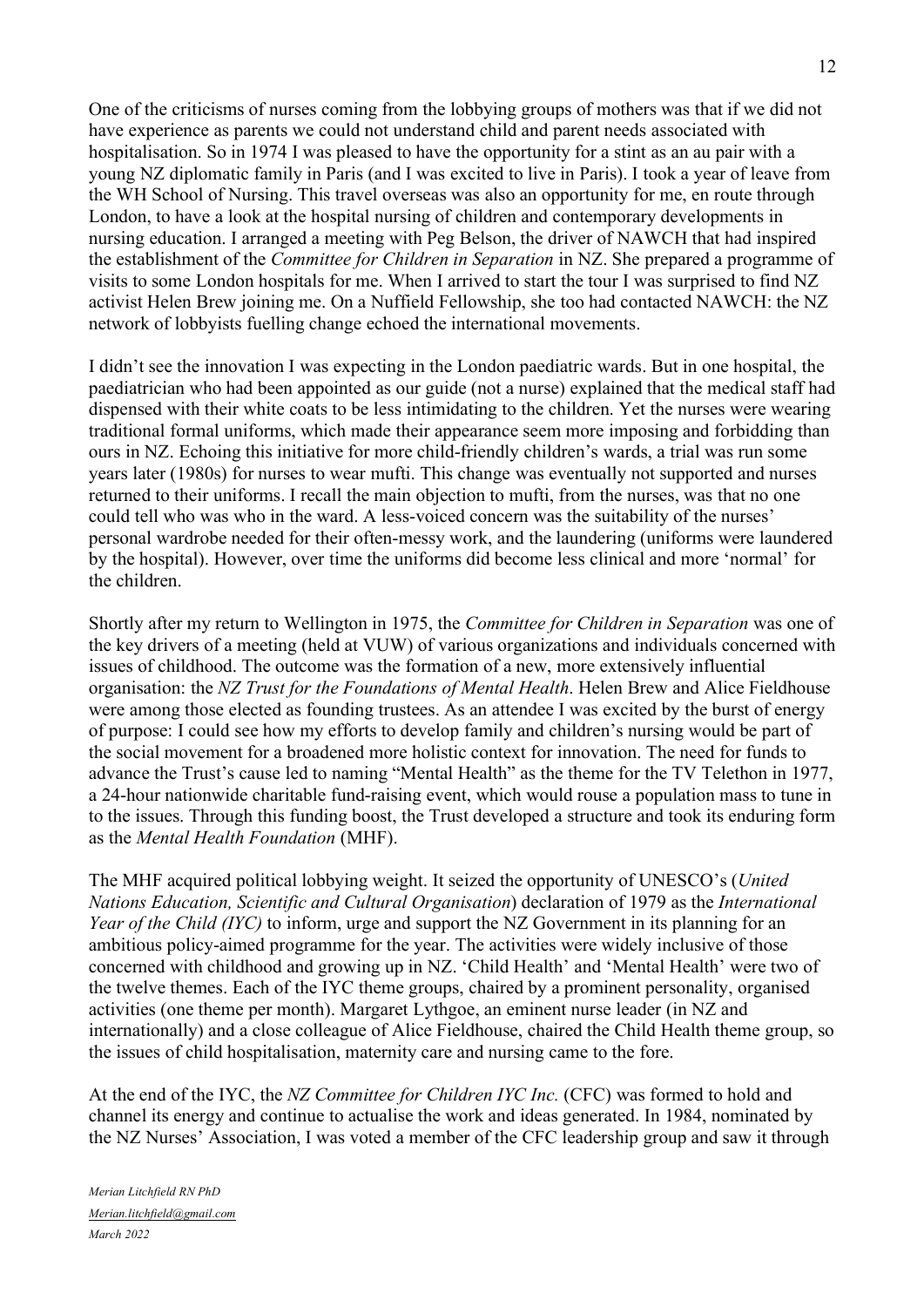One of the criticisms of nurses coming from the lobbying groups of mothers was that if we did not have experience as parents we could not understand child and parent needs associated with hospitalisation. So in 1974 I was pleased to have the opportunity for a stint as an au pair with a young NZ diplomatic family in Paris (and I was excited to live in Paris). I took a year of leave from the WH School of Nursing. This travel overseas was also an opportunity for me, en route through London, to have a look at the hospital nursing of children and contemporary developments in nursing education. I arranged a meeting with Peg Belson, the driver of NAWCH that had inspired the establishment of the *Committee for Children in Separation* in NZ. She prepared a programme of visits to some London hospitals for me. When I arrived to start the tour I was surprised to find NZ activist Helen Brew joining me. On a Nuffield Fellowship, she too had contacted NAWCH: the NZ network of lobbyists fuelling change echoed the international movements.

I didn't see the innovation I was expecting in the London paediatric wards. But in one hospital, the paediatrician who had been appointed as our guide (not a nurse) explained that the medical staff had dispensed with their white coats to be less intimidating to the children. Yet the nurses were wearing traditional formal uniforms, which made their appearance seem more imposing and forbidding than ours in NZ. Echoing this initiative for more child-friendly children's wards, a trial was run some years later (1980s) for nurses to wear mufti. This change was eventually not supported and nurses returned to their uniforms. I recall the main objection to mufti, from the nurses, was that no one could tell who was who in the ward. A less-voiced concern was the suitability of the nurses' personal wardrobe needed for their often-messy work, and the laundering (uniforms were laundered by the hospital). However, over time the uniforms did become less clinical and more 'normal' for the children.

Shortly after my return to Wellington in 1975, the *Committee for Children in Separation* was one of the key drivers of a meeting (held at VUW) of various organizations and individuals concerned with issues of childhood. The outcome was the formation of a new, more extensively influential organisation: the *NZ Trust for the Foundations of Mental Health*. Helen Brew and Alice Fieldhouse were among those elected as founding trustees. As an attendee I was excited by the burst of energy of purpose: I could see how my efforts to develop family and children's nursing would be part of the social movement for a broadened more holistic context for innovation. The need for funds to advance the Trust's cause led to naming "Mental Health" as the theme for the TV Telethon in 1977, a 24-hour nationwide charitable fund-raising event, which would rouse a population mass to tune in to the issues. Through this funding boost, the Trust developed a structure and took its enduring form as the *Mental Health Foundation* (MHF).

The MHF acquired political lobbying weight. It seized the opportunity of UNESCO's (*United Nations Education, Scientific and Cultural Organisation*) declaration of 1979 as the *International Year of the Child (IYC)* to inform, urge and support the NZ Government in its planning for an ambitious policy-aimed programme for the year. The activities were widely inclusive of those concerned with childhood and growing up in NZ. 'Child Health' and 'Mental Health' were two of the twelve themes. Each of the IYC theme groups, chaired by a prominent personality, organised activities (one theme per month). Margaret Lythgoe, an eminent nurse leader (in NZ and internationally) and a close colleague of Alice Fieldhouse, chaired the Child Health theme group, so the issues of child hospitalisation, maternity care and nursing came to the fore.

At the end of the IYC, the *NZ Committee for Children IYC Inc.* (CFC) was formed to hold and channel its energy and continue to actualise the work and ideas generated. In 1984, nominated by the NZ Nurses' Association, I was voted a member of the CFC leadership group and saw it through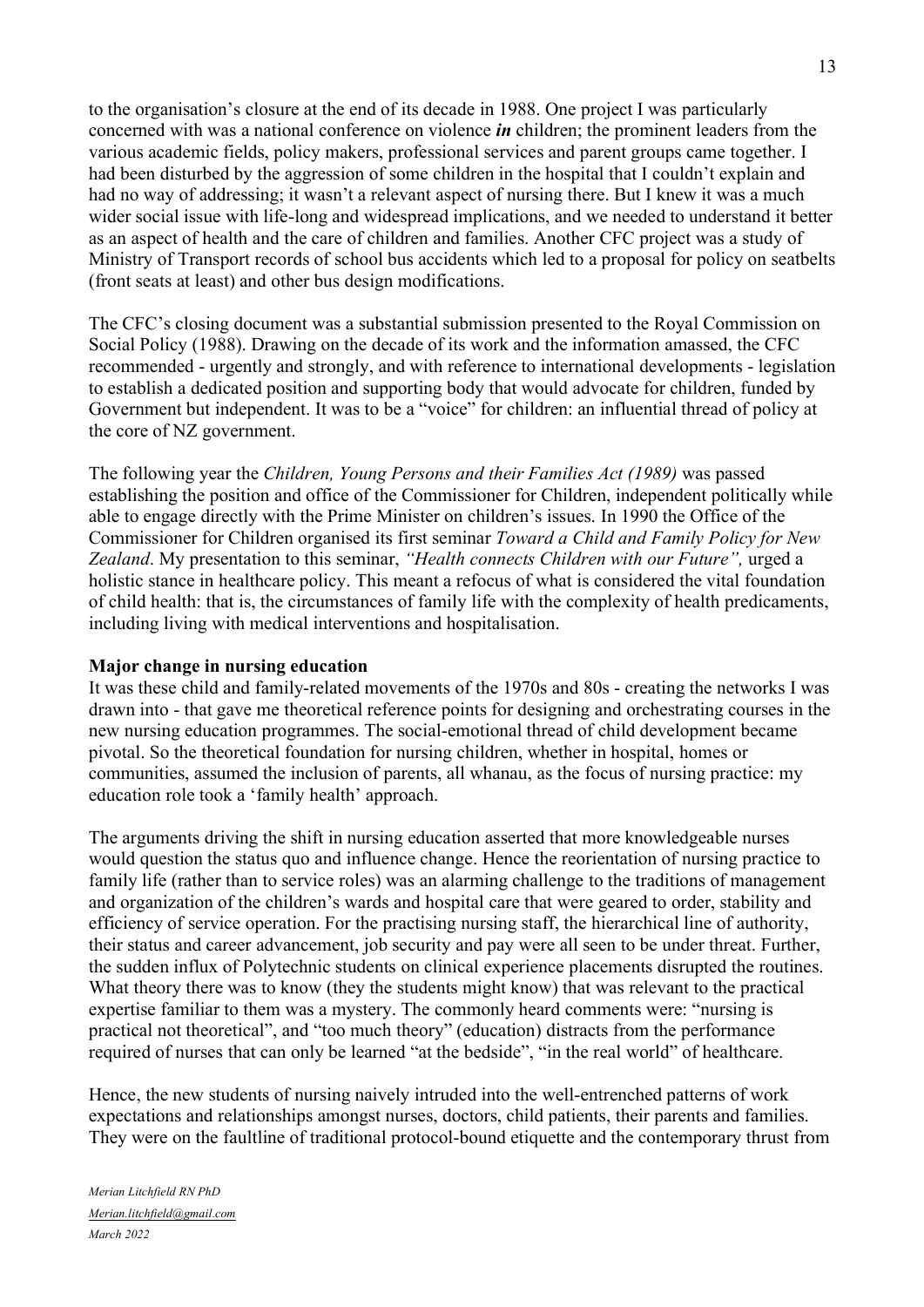to the organisation's closure at the end of its decade in 1988. One project I was particularly concerned with was a national conference on violence ***in*** children; the prominent leaders from the various academic fields, policy makers, professional services and parent groups came together. I had been disturbed by the aggression of some children in the hospital that I couldn't explain and had no way of addressing; it wasn't a relevant aspect of nursing there. But I knew it was a much wider social issue with life-long and widespread implications, and we needed to understand it better as an aspect of health and the care of children and families. Another CFC project was a study of Ministry of Transport records of school bus accidents which led to a proposal for policy on seatbelts (front seats at least) and other bus design modifications.

The CFC's closing document was a substantial submission presented to the Royal Commission on Social Policy (1988). Drawing on the decade of its work and the information amassed, the CFC recommended - urgently and strongly, and with reference to international developments - legislation to establish a dedicated position and supporting body that would advocate for children, funded by Government but independent. It was to be a "voice" for children: an influential thread of policy at the core of NZ government.

The following year the *Children, Young Persons and their Families Act (1989)* was passed establishing the position and office of the Commissioner for Children, independent politically while able to engage directly with the Prime Minister on children's issues. In 1990 the Office of the Commissioner for Children organised its first seminar *Toward a Child and Family Policy for New Zealand*. My presentation to this seminar, *"Health connects Children with our Future",* urged a holistic stance in healthcare policy. This meant a refocus of what is considered the vital foundation of child health: that is, the circumstances of family life with the complexity of health predicaments, including living with medical interventions and hospitalisation.

**Major change in nursing education**

It was these child and family-related movements of the 1970s and 80s - creating the networks I was drawn into - that gave me theoretical reference points for designing and orchestrating courses in the new nursing education programmes. The social-emotional thread of child development became pivotal. So the theoretical foundation for nursing children, whether in hospital, homes or communities, assumed the inclusion of parents, all whanau, as the focus of nursing practice: my education role took a 'family health' approach.

The arguments driving the shift in nursing education asserted that more knowledgeable nurses would question the status quo and influence change. Hence the reorientation of nursing practice to family life (rather than to service roles) was an alarming challenge to the traditions of management and organization of the children's wards and hospital care that were geared to order, stability and efficiency of service operation. For the practising nursing staff, the hierarchical line of authority, their status and career advancement, job security and pay were all seen to be under threat. Further, the sudden influx of Polytechnic students on clinical experience placements disrupted the routines. What theory there was to know (they the students might know) that was relevant to the practical expertise familiar to them was a mystery. The commonly heard comments were: "nursing is practical not theoretical", and "too much theory" (education) distracts from the performance required of nurses that can only be learned "at the bedside", "in the real world" of healthcare.

Hence, the new students of nursing naively intruded into the well-entrenched patterns of work expectations and relationships amongst nurses, doctors, child patients, their parents and families. They were on the faultline of traditional protocol-bound etiquette and the contemporary thrust from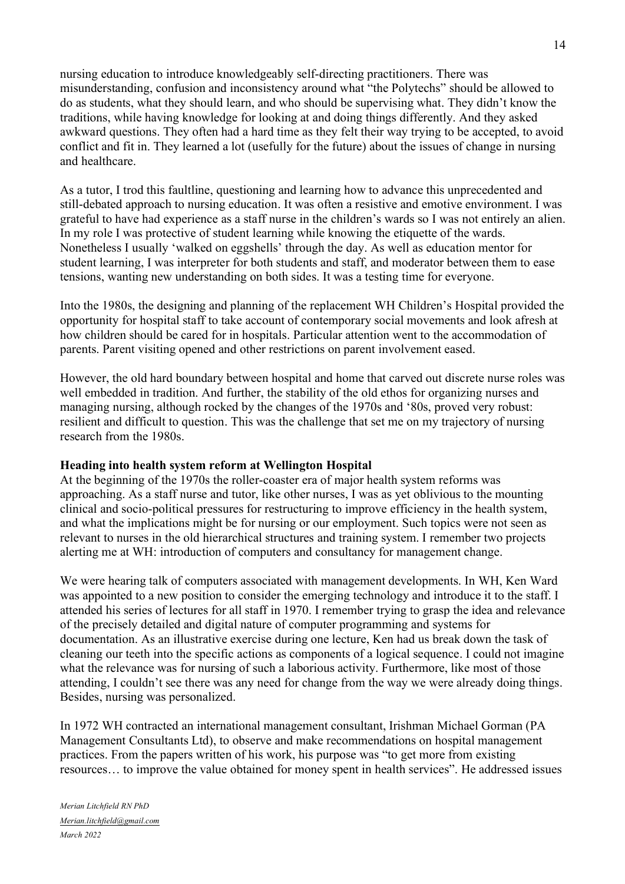nursing education to introduce knowledgeably self-directing practitioners. There was misunderstanding, confusion and inconsistency around what "the Polytechs" should be allowed to do as students, what they should learn, and who should be supervising what. They didn't know the traditions, while having knowledge for looking at and doing things differently. And they asked awkward questions. They often had a hard time as they felt their way trying to be accepted, to avoid conflict and fit in. They learned a lot (usefully for the future) about the issues of change in nursing and healthcare.

As a tutor, I trod this faultline, questioning and learning how to advance this unprecedented and still-debated approach to nursing education. It was often a resistive and emotive environment. I was grateful to have had experience as a staff nurse in the children's wards so I was not entirely an alien. In my role I was protective of student learning while knowing the etiquette of the wards. Nonetheless I usually 'walked on eggshells' through the day. As well as education mentor for student learning, I was interpreter for both students and staff, and moderator between them to ease tensions, wanting new understanding on both sides. It was a testing time for everyone.

Into the 1980s, the designing and planning of the replacement WH Children's Hospital provided the opportunity for hospital staff to take account of contemporary social movements and look afresh at how children should be cared for in hospitals. Particular attention went to the accommodation of parents. Parent visiting opened and other restrictions on parent involvement eased.

However, the old hard boundary between hospital and home that carved out discrete nurse roles was well embedded in tradition. And further, the stability of the old ethos for organizing nurses and managing nursing, although rocked by the changes of the 1970s and '80s, proved very robust: resilient and difficult to question. This was the challenge that set me on my trajectory of nursing research from the 1980s.

**Heading into health system reform at Wellington Hospital**

At the beginning of the 1970s the roller-coaster era of major health system reforms was approaching. As a staff nurse and tutor, like other nurses, I was as yet oblivious to the mounting clinical and socio-political pressures for restructuring to improve efficiency in the health system, and what the implications might be for nursing or our employment. Such topics were not seen as relevant to nurses in the old hierarchical structures and training system. I remember two projects alerting me at WH: introduction of computers and consultancy for management change.

We were hearing talk of computers associated with management developments. In WH, Ken Ward was appointed to a new position to consider the emerging technology and introduce it to the staff. I attended his series of lectures for all staff in 1970. I remember trying to grasp the idea and relevance of the precisely detailed and digital nature of computer programming and systems for documentation. As an illustrative exercise during one lecture, Ken had us break down the task of cleaning our teeth into the specific actions as components of a logical sequence. I could not imagine what the relevance was for nursing of such a laborious activity. Furthermore, like most of those attending, I couldn't see there was any need for change from the way we were already doing things. Besides, nursing was personalized.

In 1972 WH contracted an international management consultant, Irishman Michael Gorman (PA Management Consultants Ltd), to observe and make recommendations on hospital management practices. From the papers written of his work, his purpose was "to get more from existing resources… to improve the value obtained for money spent in health services". He addressed issues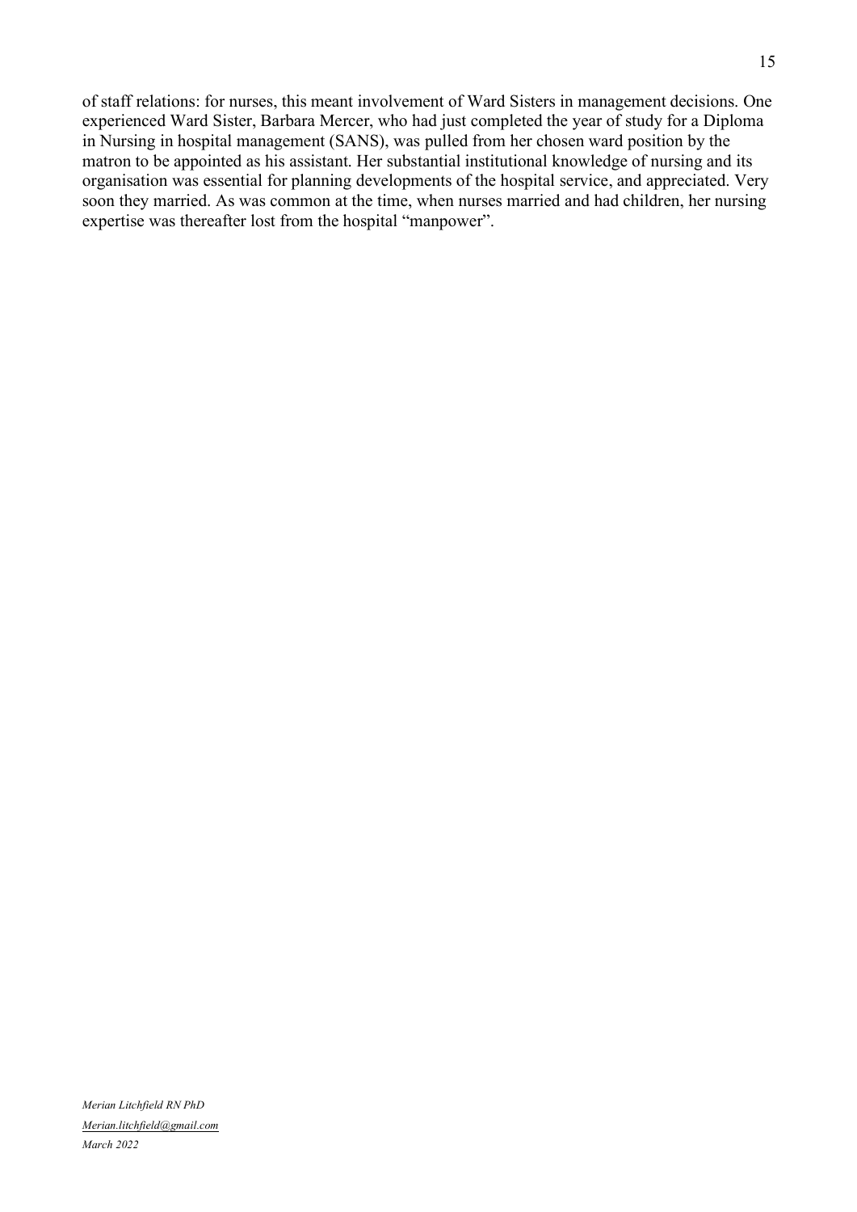of staff relations: for nurses, this meant involvement of Ward Sisters in management decisions. One experienced Ward Sister, Barbara Mercer, who had just completed the year of study for a Diploma in Nursing in hospital management (SANS), was pulled from her chosen ward position by the matron to be appointed as his assistant. Her substantial institutional knowledge of nursing and its organisation was essential for planning developments of the hospital service, and appreciated. Very soon they married. As was common at the time, when nurses married and had children, her nursing expertise was thereafter lost from the hospital "manpower".

*Merian Litchfield RN PhD*
*Merian.litchfield@gmail.com*
*March 2022*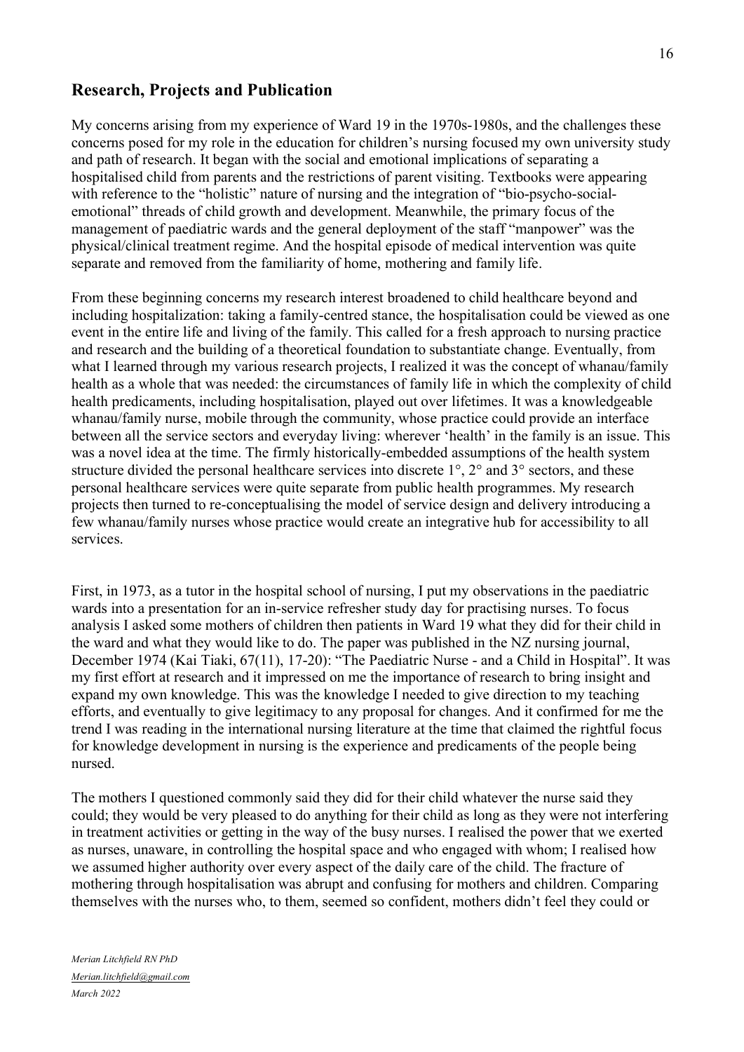## Research, Projects and Publication

My concerns arising from my experience of Ward 19 in the 1970s-1980s, and the challenges these concerns posed for my role in the education for children's nursing focused my own university study and path of research. It began with the social and emotional implications of separating a hospitalised child from parents and the restrictions of parent visiting. Textbooks were appearing with reference to the "holistic" nature of nursing and the integration of "bio-psycho-social-emotional" threads of child growth and development. Meanwhile, the primary focus of the management of paediatric wards and the general deployment of the staff "manpower" was the physical/clinical treatment regime. And the hospital episode of medical intervention was quite separate and removed from the familiarity of home, mothering and family life.

From these beginning concerns my research interest broadened to child healthcare beyond and including hospitalization: taking a family-centred stance, the hospitalisation could be viewed as one event in the entire life and living of the family. This called for a fresh approach to nursing practice and research and the building of a theoretical foundation to substantiate change. Eventually, from what I learned through my various research projects, I realized it was the concept of whanau/family health as a whole that was needed: the circumstances of family life in which the complexity of child health predicaments, including hospitalisation, played out over lifetimes. It was a knowledgeable whanau/family nurse, mobile through the community, whose practice could provide an interface between all the service sectors and everyday living: wherever 'health' in the family is an issue. This was a novel idea at the time. The firmly historically-embedded assumptions of the health system structure divided the personal healthcare services into discrete 1°, 2° and 3° sectors, and these personal healthcare services were quite separate from public health programmes. My research projects then turned to re-conceptualising the model of service design and delivery introducing a few whanau/family nurses whose practice would create an integrative hub for accessibility to all services.

First, in 1973, as a tutor in the hospital school of nursing, I put my observations in the paediatric wards into a presentation for an in-service refresher study day for practising nurses. To focus analysis I asked some mothers of children then patients in Ward 19 what they did for their child in the ward and what they would like to do. The paper was published in the NZ nursing journal, December 1974 (Kai Tiaki, 67(11), 17-20): "The Paediatric Nurse - and a Child in Hospital". It was my first effort at research and it impressed on me the importance of research to bring insight and expand my own knowledge. This was the knowledge I needed to give direction to my teaching efforts, and eventually to give legitimacy to any proposal for changes. And it confirmed for me the trend I was reading in the international nursing literature at the time that claimed the rightful focus for knowledge development in nursing is the experience and predicaments of the people being nursed.

The mothers I questioned commonly said they did for their child whatever the nurse said they could; they would be very pleased to do anything for their child as long as they were not interfering in treatment activities or getting in the way of the busy nurses. I realised the power that we exerted as nurses, unaware, in controlling the hospital space and who engaged with whom; I realised how we assumed higher authority over every aspect of the daily care of the child. The fracture of mothering through hospitalisation was abrupt and confusing for mothers and children. Comparing themselves with the nurses who, to them, seemed so confident, mothers didn't feel they could or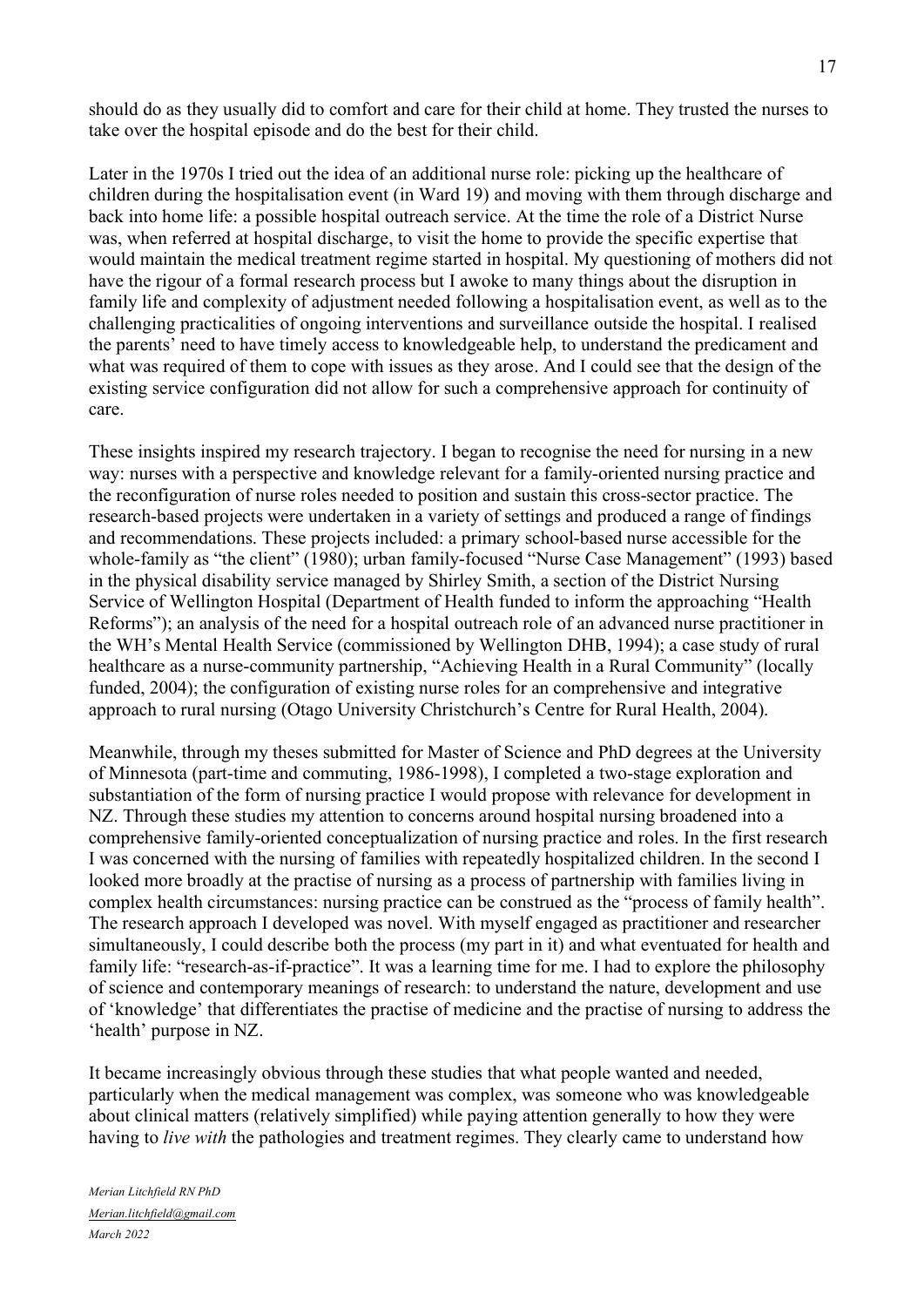should do as they usually did to comfort and care for their child at home. They trusted the nurses to take over the hospital episode and do the best for their child.

Later in the 1970s I tried out the idea of an additional nurse role: picking up the healthcare of children during the hospitalisation event (in Ward 19) and moving with them through discharge and back into home life: a possible hospital outreach service. At the time the role of a District Nurse was, when referred at hospital discharge, to visit the home to provide the specific expertise that would maintain the medical treatment regime started in hospital. My questioning of mothers did not have the rigour of a formal research process but I awoke to many things about the disruption in family life and complexity of adjustment needed following a hospitalisation event, as well as to the challenging practicalities of ongoing interventions and surveillance outside the hospital. I realised the parents' need to have timely access to knowledgeable help, to understand the predicament and what was required of them to cope with issues as they arose. And I could see that the design of the existing service configuration did not allow for such a comprehensive approach for continuity of care.

These insights inspired my research trajectory. I began to recognise the need for nursing in a new way: nurses with a perspective and knowledge relevant for a family-oriented nursing practice and the reconfiguration of nurse roles needed to position and sustain this cross-sector practice. The research-based projects were undertaken in a variety of settings and produced a range of findings and recommendations. These projects included: a primary school-based nurse accessible for the whole-family as "the client" (1980); urban family-focused "Nurse Case Management" (1993) based in the physical disability service managed by Shirley Smith, a section of the District Nursing Service of Wellington Hospital (Department of Health funded to inform the approaching "Health Reforms"); an analysis of the need for a hospital outreach role of an advanced nurse practitioner in the WH's Mental Health Service (commissioned by Wellington DHB, 1994); a case study of rural healthcare as a nurse-community partnership, "Achieving Health in a Rural Community" (locally funded, 2004); the configuration of existing nurse roles for an comprehensive and integrative approach to rural nursing (Otago University Christchurch's Centre for Rural Health, 2004).

Meanwhile, through my theses submitted for Master of Science and PhD degrees at the University of Minnesota (part-time and commuting, 1986-1998), I completed a two-stage exploration and substantiation of the form of nursing practice I would propose with relevance for development in NZ. Through these studies my attention to concerns around hospital nursing broadened into a comprehensive family-oriented conceptualization of nursing practice and roles. In the first research I was concerned with the nursing of families with repeatedly hospitalized children. In the second I looked more broadly at the practise of nursing as a process of partnership with families living in complex health circumstances: nursing practice can be construed as the "process of family health". The research approach I developed was novel. With myself engaged as practitioner and researcher simultaneously, I could describe both the process (my part in it) and what eventuated for health and family life: "research-as-if-practice". It was a learning time for me. I had to explore the philosophy of science and contemporary meanings of research: to understand the nature, development and use of 'knowledge' that differentiates the practise of medicine and the practise of nursing to address the 'health' purpose in NZ.

It became increasingly obvious through these studies that what people wanted and needed, particularly when the medical management was complex, was someone who was knowledgeable about clinical matters (relatively simplified) while paying attention generally to how they were having to *live with* the pathologies and treatment regimes. They clearly came to understand how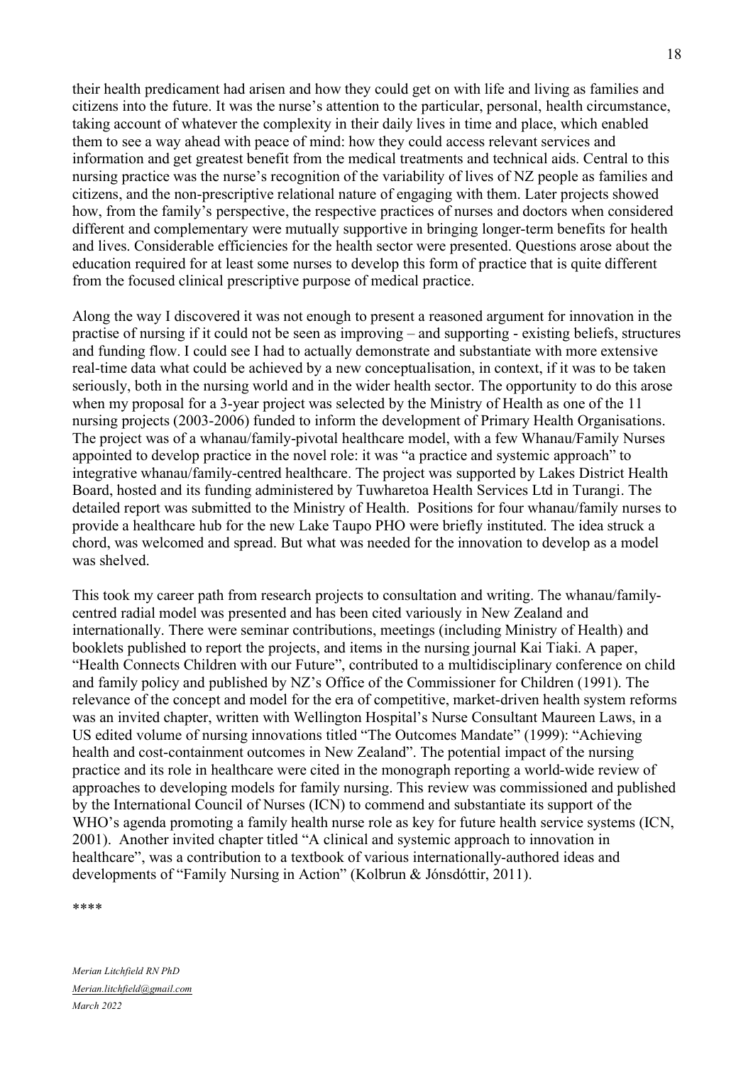their health predicament had arisen and how they could get on with life and living as families and citizens into the future. It was the nurse's attention to the particular, personal, health circumstance, taking account of whatever the complexity in their daily lives in time and place, which enabled them to see a way ahead with peace of mind: how they could access relevant services and information and get greatest benefit from the medical treatments and technical aids. Central to this nursing practice was the nurse's recognition of the variability of lives of NZ people as families and citizens, and the non-prescriptive relational nature of engaging with them. Later projects showed how, from the family's perspective, the respective practices of nurses and doctors when considered different and complementary were mutually supportive in bringing longer-term benefits for health and lives. Considerable efficiencies for the health sector were presented. Questions arose about the education required for at least some nurses to develop this form of practice that is quite different from the focused clinical prescriptive purpose of medical practice.

Along the way I discovered it was not enough to present a reasoned argument for innovation in the practise of nursing if it could not be seen as improving – and supporting - existing beliefs, structures and funding flow. I could see I had to actually demonstrate and substantiate with more extensive real-time data what could be achieved by a new conceptualisation, in context, if it was to be taken seriously, both in the nursing world and in the wider health sector. The opportunity to do this arose when my proposal for a 3-year project was selected by the Ministry of Health as one of the 11 nursing projects (2003-2006) funded to inform the development of Primary Health Organisations. The project was of a whanau/family-pivotal healthcare model, with a few Whanau/Family Nurses appointed to develop practice in the novel role: it was "a practice and systemic approach" to integrative whanau/family-centred healthcare. The project was supported by Lakes District Health Board, hosted and its funding administered by Tuwharetoa Health Services Ltd in Turangi. The detailed report was submitted to the Ministry of Health. Positions for four whanau/family nurses to provide a healthcare hub for the new Lake Taupo PHO were briefly instituted. The idea struck a chord, was welcomed and spread. But what was needed for the innovation to develop as a model was shelved.

This took my career path from research projects to consultation and writing. The whanau/family-centred radial model was presented and has been cited variously in New Zealand and internationally. There were seminar contributions, meetings (including Ministry of Health) and booklets published to report the projects, and items in the nursing journal Kai Tiaki. A paper, "Health Connects Children with our Future", contributed to a multidisciplinary conference on child and family policy and published by NZ's Office of the Commissioner for Children (1991). The relevance of the concept and model for the era of competitive, market-driven health system reforms was an invited chapter, written with Wellington Hospital's Nurse Consultant Maureen Laws, in a US edited volume of nursing innovations titled "The Outcomes Mandate" (1999): "Achieving health and cost-containment outcomes in New Zealand". The potential impact of the nursing practice and its role in healthcare were cited in the monograph reporting a world-wide review of approaches to developing models for family nursing. This review was commissioned and published by the International Council of Nurses (ICN) to commend and substantiate its support of the WHO's agenda promoting a family health nurse role as key for future health service systems (ICN, 2001). Another invited chapter titled "A clinical and systemic approach to innovation in healthcare", was a contribution to a textbook of various internationally-authored ideas and developments of "Family Nursing in Action" (Kolbrun & Jónsdóttir, 2011).

****

*Merian Litchfield RN PhD*

*Merian.litchfield@gmail.com*

*March 2022*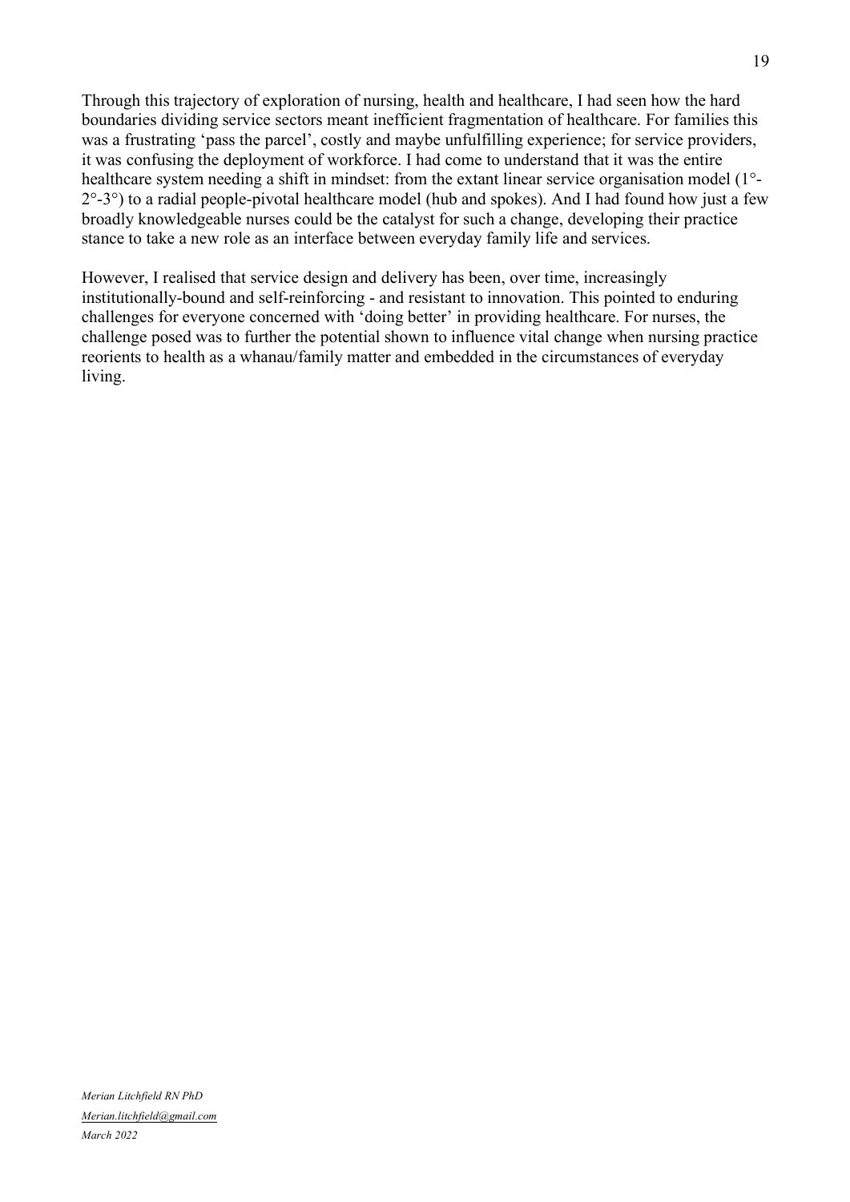Through this trajectory of exploration of nursing, health and healthcare, I had seen how the hard boundaries dividing service sectors meant inefficient fragmentation of healthcare. For families this was a frustrating 'pass the parcel', costly and maybe unfulfilling experience; for service providers, it was confusing the deployment of workforce. I had come to understand that it was the entire healthcare system needing a shift in mindset: from the extant linear service organisation model (1°-2°-3°) to a radial people-pivotal healthcare model (hub and spokes). And I had found how just a few broadly knowledgeable nurses could be the catalyst for such a change, developing their practice stance to take a new role as an interface between everyday family life and services.

However, I realised that service design and delivery has been, over time, increasingly institutionally-bound and self-reinforcing - and resistant to innovation. This pointed to enduring challenges for everyone concerned with 'doing better' in providing healthcare. For nurses, the challenge posed was to further the potential shown to influence vital change when nursing practice reorients to health as a whanau/family matter and embedded in the circumstances of everyday living.